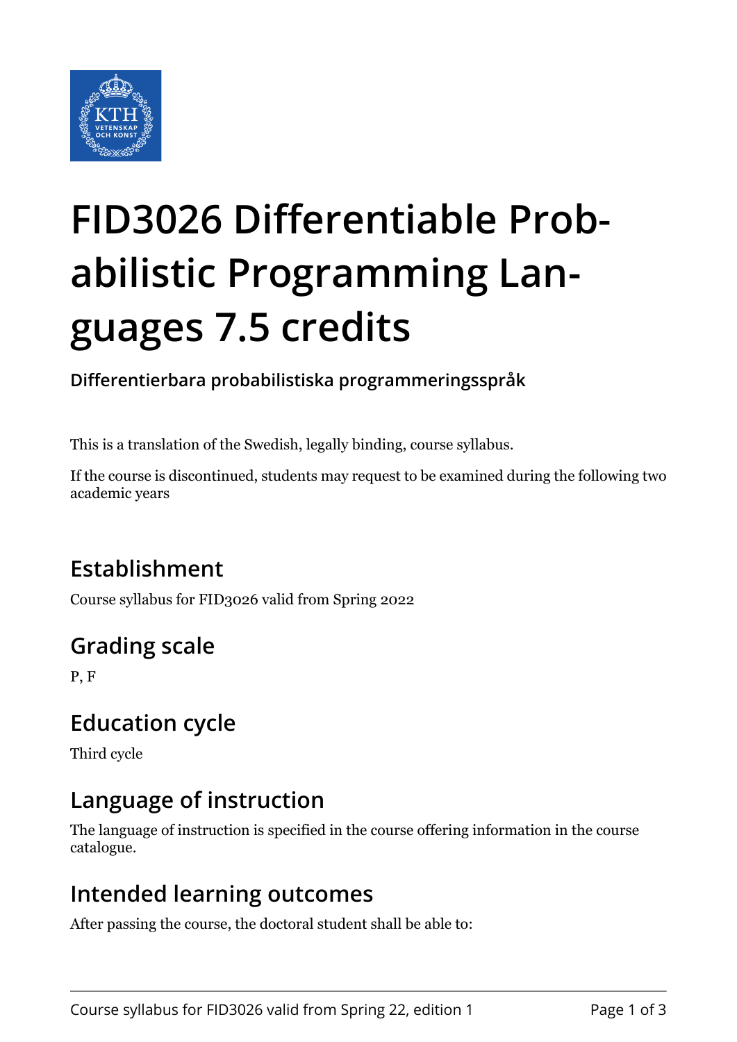# FID3026 Differentiable Probabilistic Programming Languages 7.5 credits

**Differentierbara probabilistiska programmeringsspråk**

This is a translation of the Swedish, legally binding, course syllabus.

If the course is discontinued, students may request to be examined during the following two academic years

## Establishment

Course syllabus for FID3026 valid from Spring 2022

## Grading scale

P, F

## Education cycle

Third cycle

## Language of instruction

The language of instruction is specified in the course offering information in the course catalogue.

## Intended learning outcomes

After passing the course, the doctoral student shall be able to: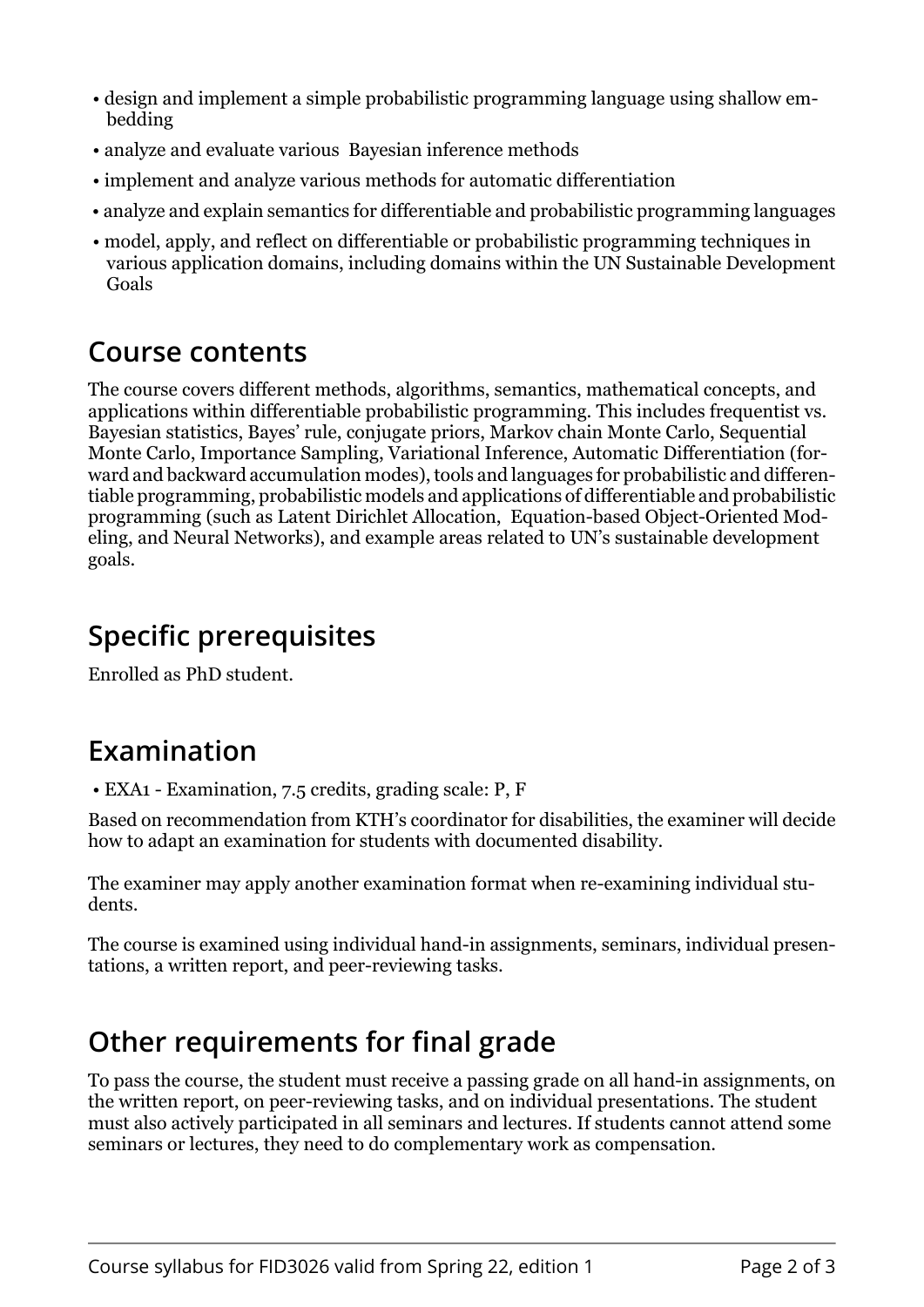- design and implement a simple probabilistic programming language using shallow embedding
- analyze and evaluate various Bayesian inference methods
- implement and analyze various methods for automatic differentiation
- analyze and explain semantics for differentiable and probabilistic programming languages
- model, apply, and reflect on differentiable or probabilistic programming techniques in various application domains, including domains within the UN Sustainable Development Goals

## Course contents

The course covers different methods, algorithms, semantics, mathematical concepts, and applications within differentiable probabilistic programming. This includes frequentist vs. Bayesian statistics, Bayes' rule, conjugate priors, Markov chain Monte Carlo, Sequential Monte Carlo, Importance Sampling, Variational Inference, Automatic Differentiation (forward and backward accumulation modes), tools and languages for probabilistic and differentiable programming, probabilistic models and applications of differentiable and probabilistic programming (such as Latent Dirichlet Allocation, Equation-based Object-Oriented Modeling, and Neural Networks), and example areas related to UN's sustainable development goals.

## Specific prerequisites

Enrolled as PhD student.

## Examination

- EXA1 - Examination, 7.5 credits, grading scale: P, F

Based on recommendation from KTH's coordinator for disabilities, the examiner will decide how to adapt an examination for students with documented disability.

The examiner may apply another examination format when re-examining individual students.

The course is examined using individual hand-in assignments, seminars, individual presentations, a written report, and peer-reviewing tasks.

## Other requirements for final grade

To pass the course, the student must receive a passing grade on all hand-in assignments, on the written report, on peer-reviewing tasks, and on individual presentations. The student must also actively participated in all seminars and lectures. If students cannot attend some seminars or lectures, they need to do complementary work as compensation.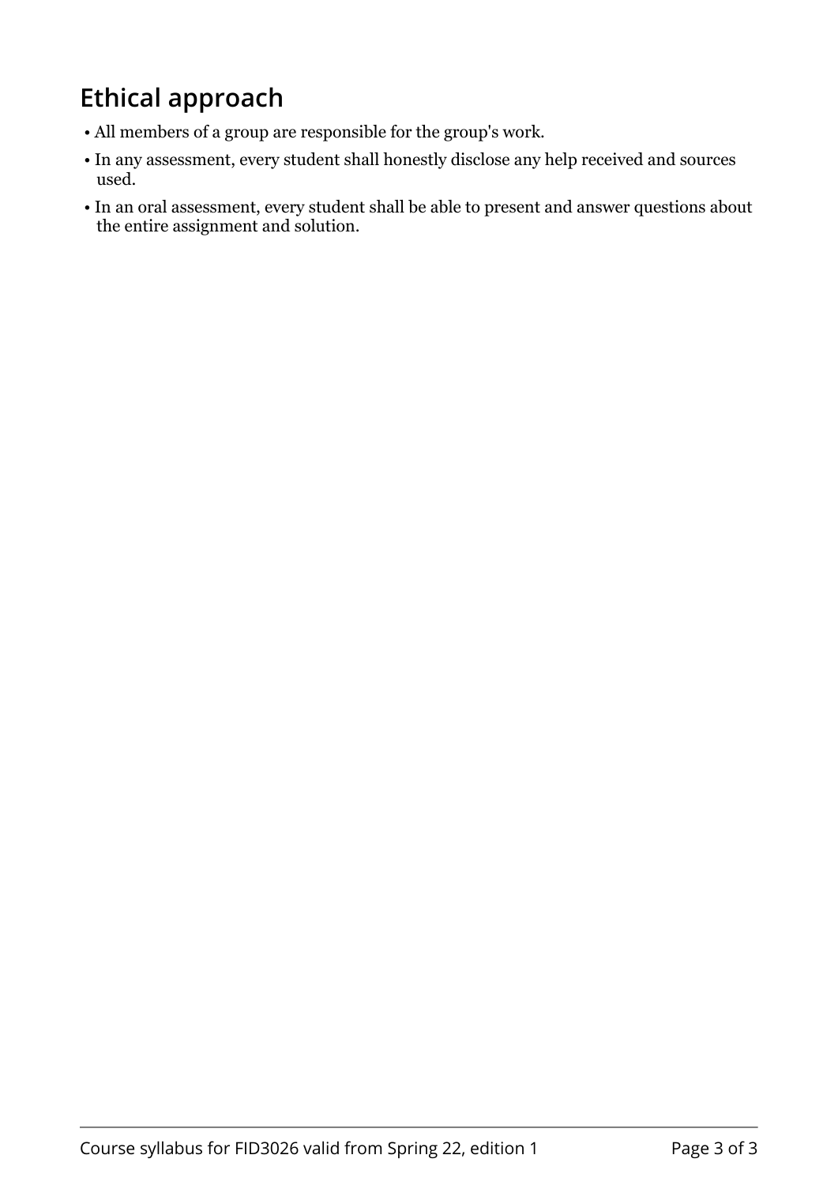## Ethical approach

- All members of a group are responsible for the group's work.
- In any assessment, every student shall honestly disclose any help received and sources used.
- In an oral assessment, every student shall be able to present and answer questions about the entire assignment and solution.